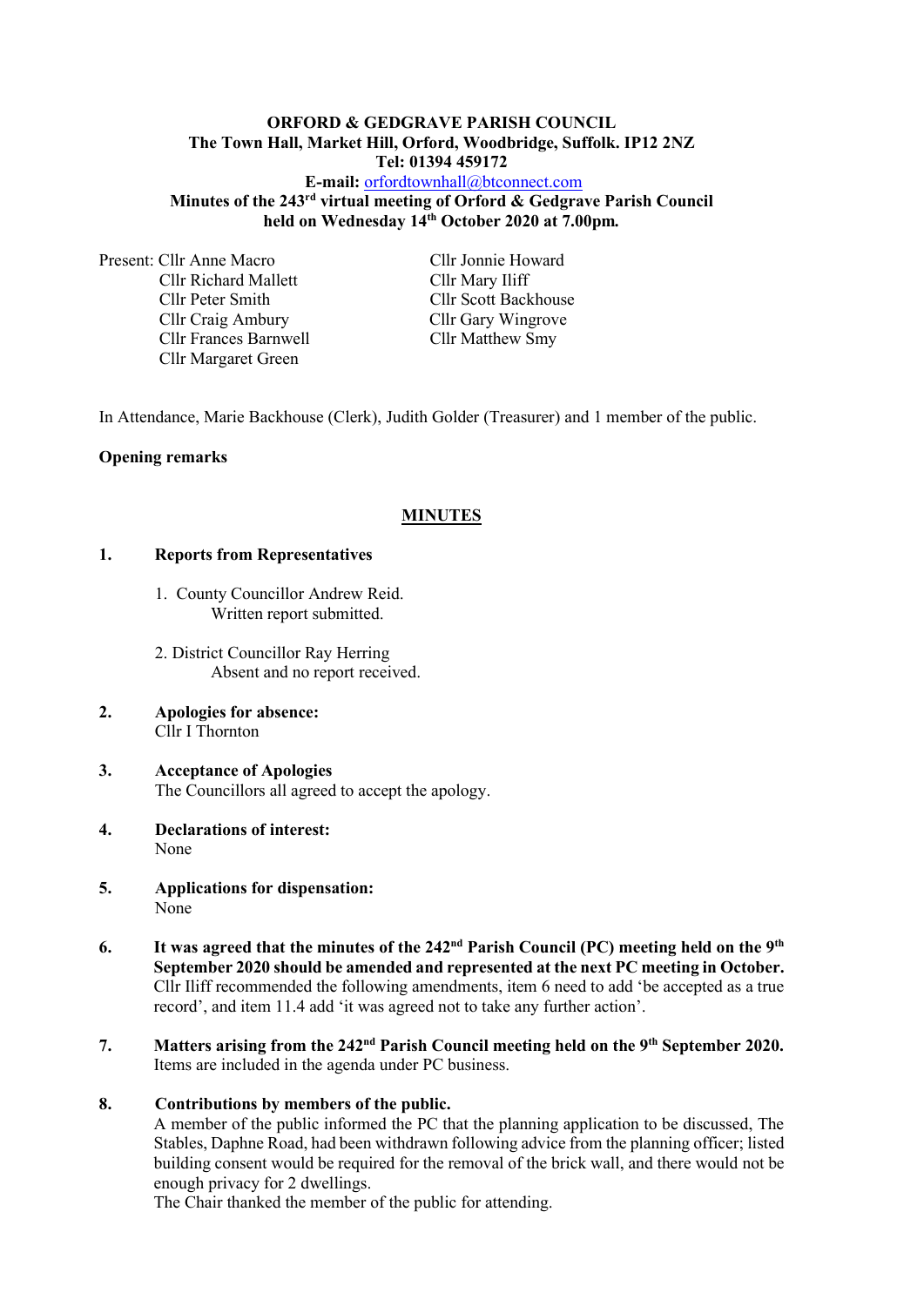**ORFORD & GEDGRAVE PARISH COUNCIL**
**The Town Hall, Market Hill, Orford, Woodbridge, Suffolk. IP12 2NZ**
**Tel: 01394 459172**
**E-mail:** orfordtownhall@btconnect.com
**Minutes of the 243rd virtual meeting of Orford & Gedgrave Parish Council held on Wednesday 14th October 2020 at 7.00pm.**

Present: Cllr Anne Macro
Cllr Richard Mallett
Cllr Peter Smith
Cllr Craig Ambury
Cllr Frances Barnwell
Cllr Margaret Green
Cllr Jonnie Howard
Cllr Mary Iliff
Cllr Scott Backhouse
Cllr Gary Wingrove
Cllr Matthew Smy

In Attendance, Marie Backhouse (Clerk), Judith Golder (Treasurer) and 1 member of the public.

**Opening remarks**

## MINUTES

**1. Reports from Representatives**

1. County Councillor Andrew Reid.
   Written report submitted.

2. District Councillor Ray Herring
   Absent and no report received.

**2. Apologies for absence:**
Cllr I Thornton

**3. Acceptance of Apologies**
The Councillors all agreed to accept the apology.

**4. Declarations of interest:**
None

**5. Applications for dispensation:**
None

**6. It was agreed that the minutes of the 242nd Parish Council (PC) meeting held on the 9th September 2020 should be amended and represented at the next PC meeting in October.**
Cllr Iliff recommended the following amendments, item 6 need to add 'be accepted as a true record', and item 11.4 add 'it was agreed not to take any further action'.

**7. Matters arising from the 242nd Parish Council meeting held on the 9th September 2020.**
Items are included in the agenda under PC business.

**8. Contributions by members of the public.**
A member of the public informed the PC that the planning application to be discussed, The Stables, Daphne Road, had been withdrawn following advice from the planning officer; listed building consent would be required for the removal of the brick wall, and there would not be enough privacy for 2 dwellings.
The Chair thanked the member of the public for attending.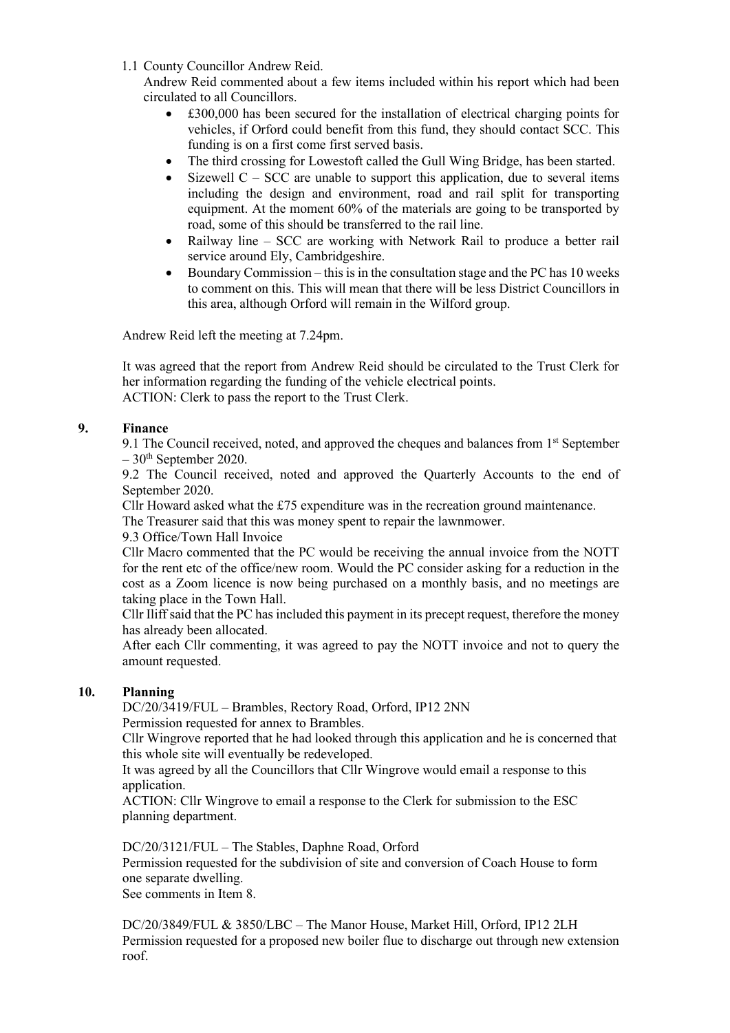1.1 County Councillor Andrew Reid.

Andrew Reid commented about a few items included within his report which had been circulated to all Councillors.

- £300,000 has been secured for the installation of electrical charging points for vehicles, if Orford could benefit from this fund, they should contact SCC. This funding is on a first come first served basis.
- The third crossing for Lowestoft called the Gull Wing Bridge, has been started.
- Sizewell C – SCC are unable to support this application, due to several items including the design and environment, road and rail split for transporting equipment. At the moment 60% of the materials are going to be transported by road, some of this should be transferred to the rail line.
- Railway line – SCC are working with Network Rail to produce a better rail service around Ely, Cambridgeshire.
- Boundary Commission – this is in the consultation stage and the PC has 10 weeks to comment on this. This will mean that there will be less District Councillors in this area, although Orford will remain in the Wilford group.

Andrew Reid left the meeting at 7.24pm.

It was agreed that the report from Andrew Reid should be circulated to the Trust Clerk for her information regarding the funding of the vehicle electrical points.
ACTION: Clerk to pass the report to the Trust Clerk.

## 9. Finance

9.1 The Council received, noted, and approved the cheques and balances from 1st September – 30th September 2020.

9.2 The Council received, noted and approved the Quarterly Accounts to the end of September 2020.

Cllr Howard asked what the £75 expenditure was in the recreation ground maintenance.

The Treasurer said that this was money spent to repair the lawnmower.

9.3 Office/Town Hall Invoice

Cllr Macro commented that the PC would be receiving the annual invoice from the NOTT for the rent etc of the office/new room. Would the PC consider asking for a reduction in the cost as a Zoom licence is now being purchased on a monthly basis, and no meetings are taking place in the Town Hall.

Cllr Iliff said that the PC has included this payment in its precept request, therefore the money has already been allocated.

After each Cllr commenting, it was agreed to pay the NOTT invoice and not to query the amount requested.

## 10. Planning

DC/20/3419/FUL – Brambles, Rectory Road, Orford, IP12 2NN

Permission requested for annex to Brambles.

Cllr Wingrove reported that he had looked through this application and he is concerned that this whole site will eventually be redeveloped.

It was agreed by all the Councillors that Cllr Wingrove would email a response to this application.

ACTION: Cllr Wingrove to email a response to the Clerk for submission to the ESC planning department.

DC/20/3121/FUL – The Stables, Daphne Road, Orford

Permission requested for the subdivision of site and conversion of Coach House to form one separate dwelling.

See comments in Item 8.

DC/20/3849/FUL & 3850/LBC – The Manor House, Market Hill, Orford, IP12 2LH

Permission requested for a proposed new boiler flue to discharge out through new extension roof.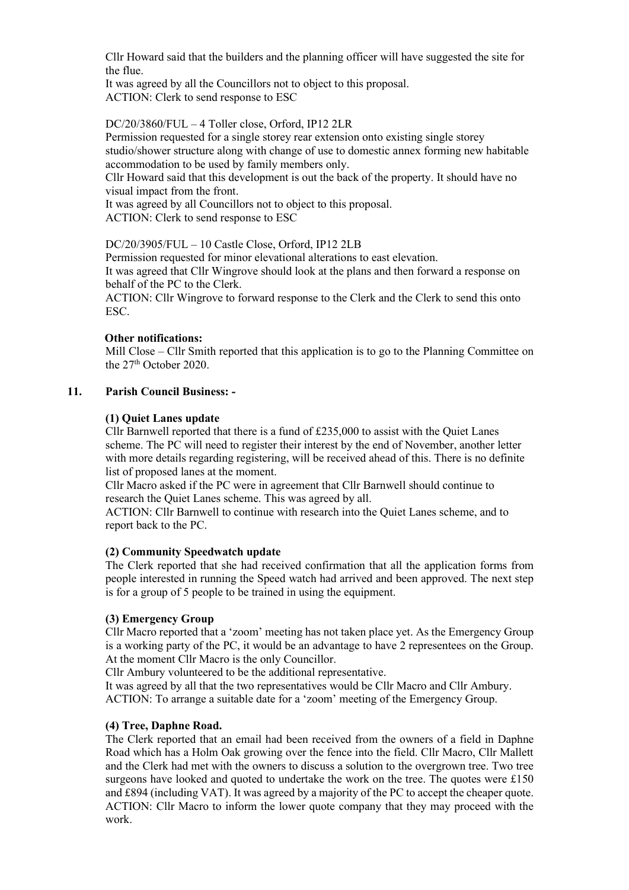Cllr Howard said that the builders and the planning officer will have suggested the site for the flue.
It was agreed by all the Councillors not to object to this proposal.
ACTION: Clerk to send response to ESC

DC/20/3860/FUL – 4 Toller close, Orford, IP12 2LR
Permission requested for a single storey rear extension onto existing single storey studio/shower structure along with change of use to domestic annex forming new habitable accommodation to be used by family members only.
Cllr Howard said that this development is out the back of the property. It should have no visual impact from the front.
It was agreed by all Councillors not to object to this proposal.
ACTION: Clerk to send response to ESC

DC/20/3905/FUL – 10 Castle Close, Orford, IP12 2LB
Permission requested for minor elevational alterations to east elevation.
It was agreed that Cllr Wingrove should look at the plans and then forward a response on behalf of the PC to the Clerk.
ACTION: Cllr Wingrove to forward response to the Clerk and the Clerk to send this onto ESC.

**Other notifications:**
Mill Close – Cllr Smith reported that this application is to go to the Planning Committee on the 27th October 2020.

## 11. Parish Council Business: -

**(1) Quiet Lanes update**
Cllr Barnwell reported that there is a fund of £235,000 to assist with the Quiet Lanes scheme. The PC will need to register their interest by the end of November, another letter with more details regarding registering, will be received ahead of this. There is no definite list of proposed lanes at the moment.
Cllr Macro asked if the PC were in agreement that Cllr Barnwell should continue to research the Quiet Lanes scheme. This was agreed by all.
ACTION: Cllr Barnwell to continue with research into the Quiet Lanes scheme, and to report back to the PC.

**(2) Community Speedwatch update**
The Clerk reported that she had received confirmation that all the application forms from people interested in running the Speed watch had arrived and been approved. The next step is for a group of 5 people to be trained in using the equipment.

**(3) Emergency Group**
Cllr Macro reported that a 'zoom' meeting has not taken place yet. As the Emergency Group is a working party of the PC, it would be an advantage to have 2 representees on the Group. At the moment Cllr Macro is the only Councillor.
Cllr Ambury volunteered to be the additional representative.
It was agreed by all that the two representatives would be Cllr Macro and Cllr Ambury.
ACTION: To arrange a suitable date for a 'zoom' meeting of the Emergency Group.

**(4) Tree, Daphne Road.**
The Clerk reported that an email had been received from the owners of a field in Daphne Road which has a Holm Oak growing over the fence into the field. Cllr Macro, Cllr Mallett and the Clerk had met with the owners to discuss a solution to the overgrown tree. Two tree surgeons have looked and quoted to undertake the work on the tree. The quotes were £150 and £894 (including VAT). It was agreed by a majority of the PC to accept the cheaper quote.
ACTION: Cllr Macro to inform the lower quote company that they may proceed with the work.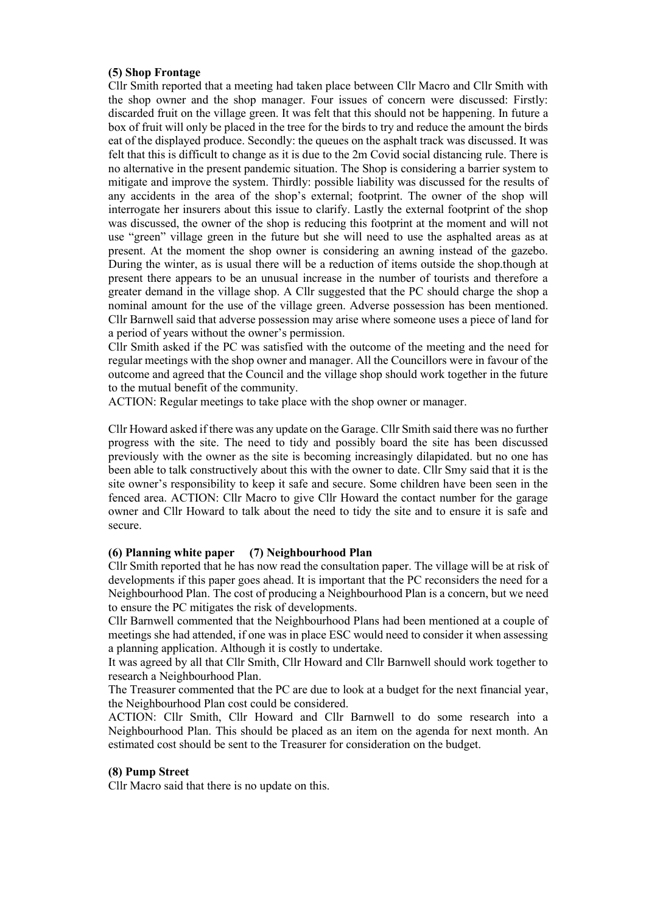**(5) Shop Frontage**

Cllr Smith reported that a meeting had taken place between Cllr Macro and Cllr Smith with the shop owner and the shop manager. Four issues of concern were discussed: Firstly: discarded fruit on the village green. It was felt that this should not be happening. In future a box of fruit will only be placed in the tree for the birds to try and reduce the amount the birds eat of the displayed produce. Secondly: the queues on the asphalt track was discussed. It was felt that this is difficult to change as it is due to the 2m Covid social distancing rule. There is no alternative in the present pandemic situation. The Shop is considering a barrier system to mitigate and improve the system. Thirdly: possible liability was discussed for the results of any accidents in the area of the shop's external; footprint. The owner of the shop will interrogate her insurers about this issue to clarify. Lastly the external footprint of the shop was discussed, the owner of the shop is reducing this footprint at the moment and will not use "green" village green in the future but she will need to use the asphalted areas as at present. At the moment the shop owner is considering an awning instead of the gazebo. During the winter, as is usual there will be a reduction of items outside the shop.though at present there appears to be an unusual increase in the number of tourists and therefore a greater demand in the village shop. A Cllr suggested that the PC should charge the shop a nominal amount for the use of the village green. Adverse possession has been mentioned. Cllr Barnwell said that adverse possession may arise where someone uses a piece of land for a period of years without the owner's permission.

Cllr Smith asked if the PC was satisfied with the outcome of the meeting and the need for regular meetings with the shop owner and manager. All the Councillors were in favour of the outcome and agreed that the Council and the village shop should work together in the future to the mutual benefit of the community.

ACTION: Regular meetings to take place with the shop owner or manager.

Cllr Howard asked if there was any update on the Garage. Cllr Smith said there was no further progress with the site. The need to tidy and possibly board the site has been discussed previously with the owner as the site is becoming increasingly dilapidated. but no one has been able to talk constructively about this with the owner to date. Cllr Smy said that it is the site owner's responsibility to keep it safe and secure. Some children have been seen in the fenced area. ACTION: Cllr Macro to give Cllr Howard the contact number for the garage owner and Cllr Howard to talk about the need to tidy the site and to ensure it is safe and secure.

**(6) Planning white paper (7) Neighbourhood Plan**

Cllr Smith reported that he has now read the consultation paper. The village will be at risk of developments if this paper goes ahead. It is important that the PC reconsiders the need for a Neighbourhood Plan. The cost of producing a Neighbourhood Plan is a concern, but we need to ensure the PC mitigates the risk of developments.

Cllr Barnwell commented that the Neighbourhood Plans had been mentioned at a couple of meetings she had attended, if one was in place ESC would need to consider it when assessing a planning application. Although it is costly to undertake.

It was agreed by all that Cllr Smith, Cllr Howard and Cllr Barnwell should work together to research a Neighbourhood Plan.

The Treasurer commented that the PC are due to look at a budget for the next financial year, the Neighbourhood Plan cost could be considered.

ACTION: Cllr Smith, Cllr Howard and Cllr Barnwell to do some research into a Neighbourhood Plan. This should be placed as an item on the agenda for next month. An estimated cost should be sent to the Treasurer for consideration on the budget.

**(8) Pump Street**

Cllr Macro said that there is no update on this.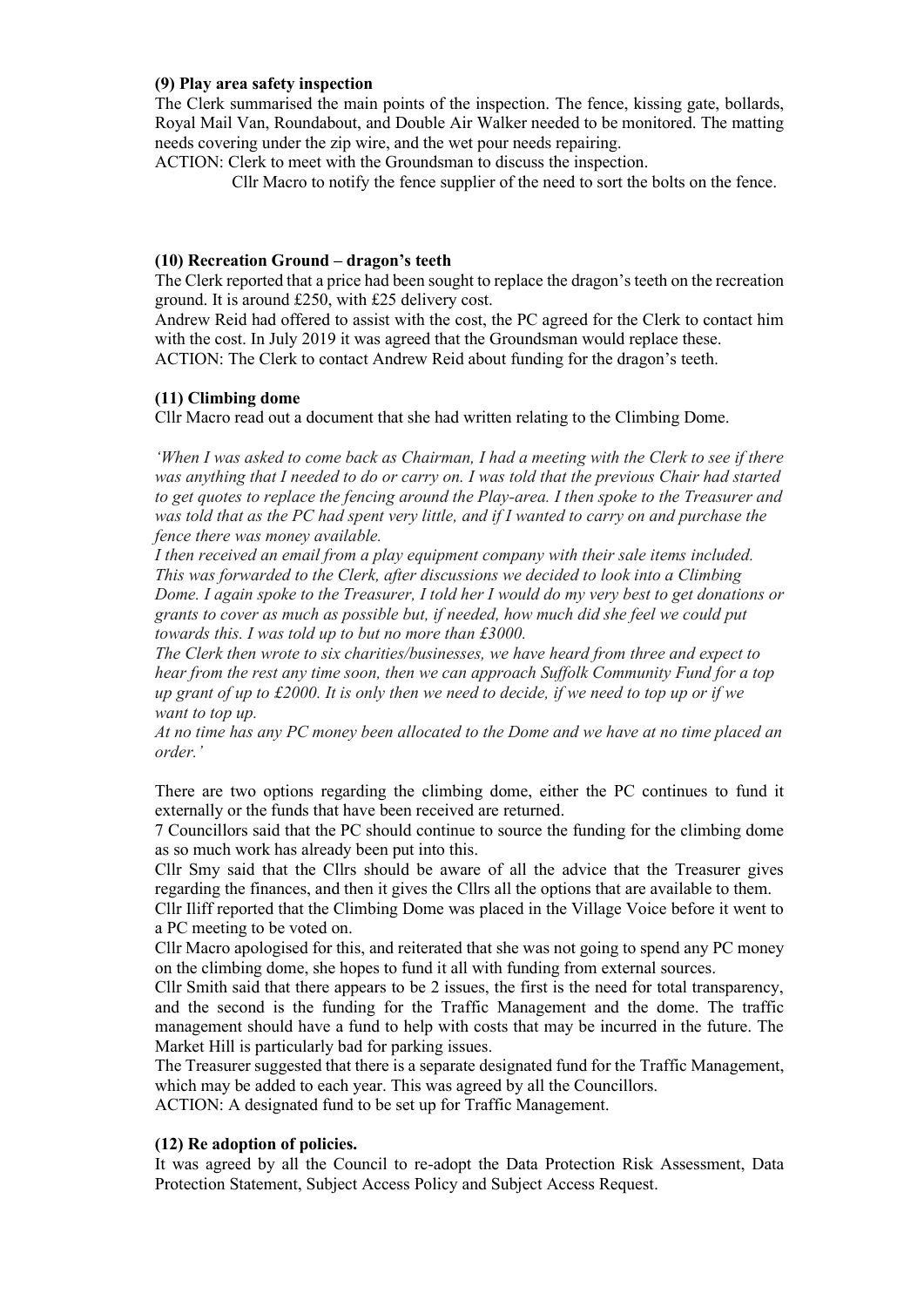**(9) Play area safety inspection**

The Clerk summarised the main points of the inspection. The fence, kissing gate, bollards, Royal Mail Van, Roundabout, and Double Air Walker needed to be monitored. The matting needs covering under the zip wire, and the wet pour needs repairing.

ACTION: Clerk to meet with the Groundsman to discuss the inspection.

Cllr Macro to notify the fence supplier of the need to sort the bolts on the fence.

**(10) Recreation Ground – dragon's teeth**

The Clerk reported that a price had been sought to replace the dragon's teeth on the recreation ground. It is around £250, with £25 delivery cost.

Andrew Reid had offered to assist with the cost, the PC agreed for the Clerk to contact him with the cost. In July 2019 it was agreed that the Groundsman would replace these.

ACTION: The Clerk to contact Andrew Reid about funding for the dragon's teeth.

**(11) Climbing dome**

Cllr Macro read out a document that she had written relating to the Climbing Dome.

*'When I was asked to come back as Chairman, I had a meeting with the Clerk to see if there was anything that I needed to do or carry on. I was told that the previous Chair had started to get quotes to replace the fencing around the Play-area. I then spoke to the Treasurer and was told that as the PC had spent very little, and if I wanted to carry on and purchase the fence there was money available.*

*I then received an email from a play equipment company with their sale items included. This was forwarded to the Clerk, after discussions we decided to look into a Climbing Dome. I again spoke to the Treasurer, I told her I would do my very best to get donations or grants to cover as much as possible but, if needed, how much did she feel we could put towards this. I was told up to but no more than £3000.*

*The Clerk then wrote to six charities/businesses, we have heard from three and expect to hear from the rest any time soon, then we can approach Suffolk Community Fund for a top up grant of up to £2000. It is only then we need to decide, if we need to top up or if we want to top up.*

*At no time has any PC money been allocated to the Dome and we have at no time placed an order.'*

There are two options regarding the climbing dome, either the PC continues to fund it externally or the funds that have been received are returned.

7 Councillors said that the PC should continue to source the funding for the climbing dome as so much work has already been put into this.

Cllr Smy said that the Cllrs should be aware of all the advice that the Treasurer gives regarding the finances, and then it gives the Cllrs all the options that are available to them.

Cllr Iliff reported that the Climbing Dome was placed in the Village Voice before it went to a PC meeting to be voted on.

Cllr Macro apologised for this, and reiterated that she was not going to spend any PC money on the climbing dome, she hopes to fund it all with funding from external sources.

Cllr Smith said that there appears to be 2 issues, the first is the need for total transparency, and the second is the funding for the Traffic Management and the dome. The traffic management should have a fund to help with costs that may be incurred in the future. The Market Hill is particularly bad for parking issues.

The Treasurer suggested that there is a separate designated fund for the Traffic Management, which may be added to each year. This was agreed by all the Councillors.

ACTION: A designated fund to be set up for Traffic Management.

**(12) Re adoption of policies.**

It was agreed by all the Council to re-adopt the Data Protection Risk Assessment, Data Protection Statement, Subject Access Policy and Subject Access Request.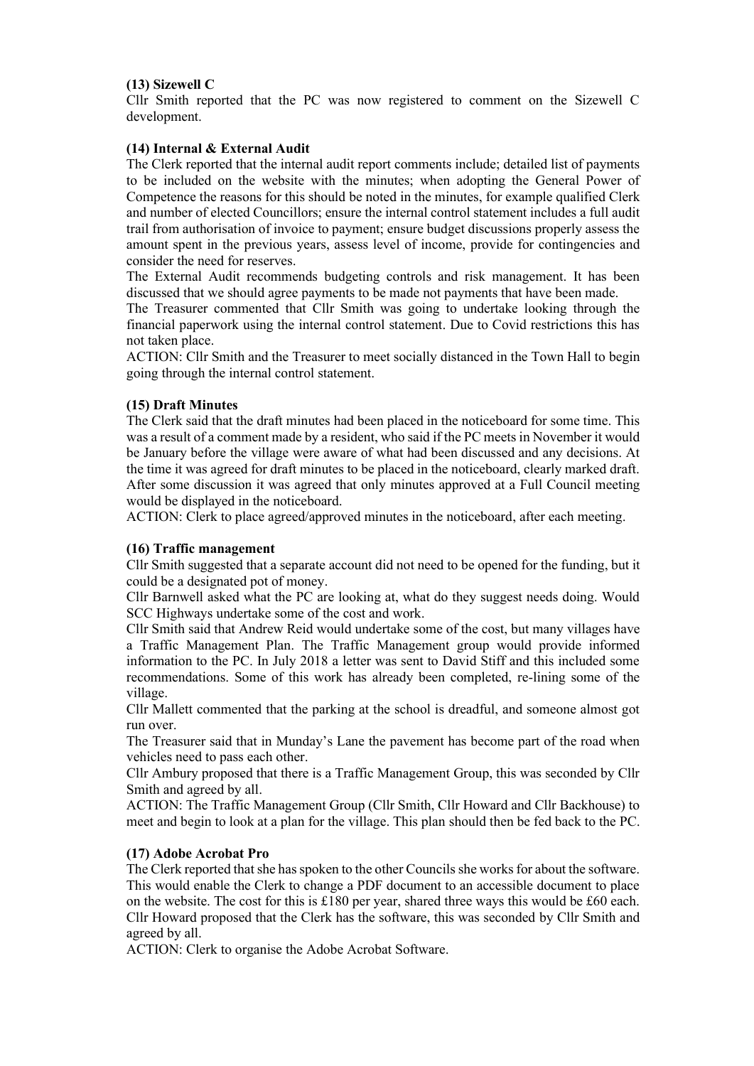**(13) Sizewell C**

Cllr Smith reported that the PC was now registered to comment on the Sizewell C development.

**(14) Internal & External Audit**

The Clerk reported that the internal audit report comments include; detailed list of payments to be included on the website with the minutes; when adopting the General Power of Competence the reasons for this should be noted in the minutes, for example qualified Clerk and number of elected Councillors; ensure the internal control statement includes a full audit trail from authorisation of invoice to payment; ensure budget discussions properly assess the amount spent in the previous years, assess level of income, provide for contingencies and consider the need for reserves.

The External Audit recommends budgeting controls and risk management. It has been discussed that we should agree payments to be made not payments that have been made.

The Treasurer commented that Cllr Smith was going to undertake looking through the financial paperwork using the internal control statement. Due to Covid restrictions this has not taken place.

ACTION: Cllr Smith and the Treasurer to meet socially distanced in the Town Hall to begin going through the internal control statement.

**(15) Draft Minutes**

The Clerk said that the draft minutes had been placed in the noticeboard for some time. This was a result of a comment made by a resident, who said if the PC meets in November it would be January before the village were aware of what had been discussed and any decisions. At the time it was agreed for draft minutes to be placed in the noticeboard, clearly marked draft. After some discussion it was agreed that only minutes approved at a Full Council meeting would be displayed in the noticeboard.

ACTION: Clerk to place agreed/approved minutes in the noticeboard, after each meeting.

**(16) Traffic management**

Cllr Smith suggested that a separate account did not need to be opened for the funding, but it could be a designated pot of money.

Cllr Barnwell asked what the PC are looking at, what do they suggest needs doing. Would SCC Highways undertake some of the cost and work.

Cllr Smith said that Andrew Reid would undertake some of the cost, but many villages have a Traffic Management Plan. The Traffic Management group would provide informed information to the PC. In July 2018 a letter was sent to David Stiff and this included some recommendations. Some of this work has already been completed, re-lining some of the village.

Cllr Mallett commented that the parking at the school is dreadful, and someone almost got run over.

The Treasurer said that in Munday's Lane the pavement has become part of the road when vehicles need to pass each other.

Cllr Ambury proposed that there is a Traffic Management Group, this was seconded by Cllr Smith and agreed by all.

ACTION: The Traffic Management Group (Cllr Smith, Cllr Howard and Cllr Backhouse) to meet and begin to look at a plan for the village. This plan should then be fed back to the PC.

**(17) Adobe Acrobat Pro**

The Clerk reported that she has spoken to the other Councils she works for about the software. This would enable the Clerk to change a PDF document to an accessible document to place on the website. The cost for this is £180 per year, shared three ways this would be £60 each. Cllr Howard proposed that the Clerk has the software, this was seconded by Cllr Smith and agreed by all.

ACTION: Clerk to organise the Adobe Acrobat Software.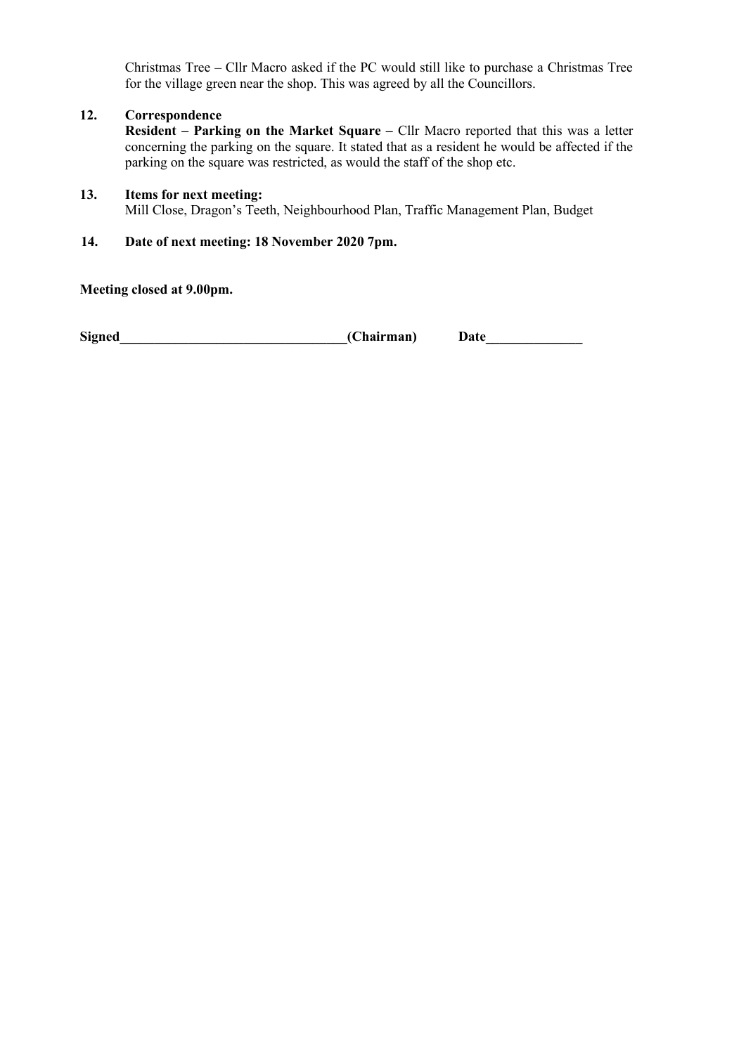Christmas Tree – Cllr Macro asked if the PC would still like to purchase a Christmas Tree for the village green near the shop. This was agreed by all the Councillors.

**12. Correspondence**

**Resident – Parking on the Market Square –** Cllr Macro reported that this was a letter concerning the parking on the square. It stated that as a resident he would be affected if the parking on the square was restricted, as would the staff of the shop etc.

**13. Items for next meeting:**

Mill Close, Dragon's Teeth, Neighbourhood Plan, Traffic Management Plan, Budget

**14. Date of next meeting: 18 November 2020 7pm.**

**Meeting closed at 9.00pm.**

**Signed\_\_\_\_\_\_\_\_\_\_\_\_\_\_\_\_\_\_\_\_\_\_\_\_\_\_\_\_\_\_\_\_\_\_(Chairman) Date\_\_\_\_\_\_\_\_\_\_\_\_\_\_**